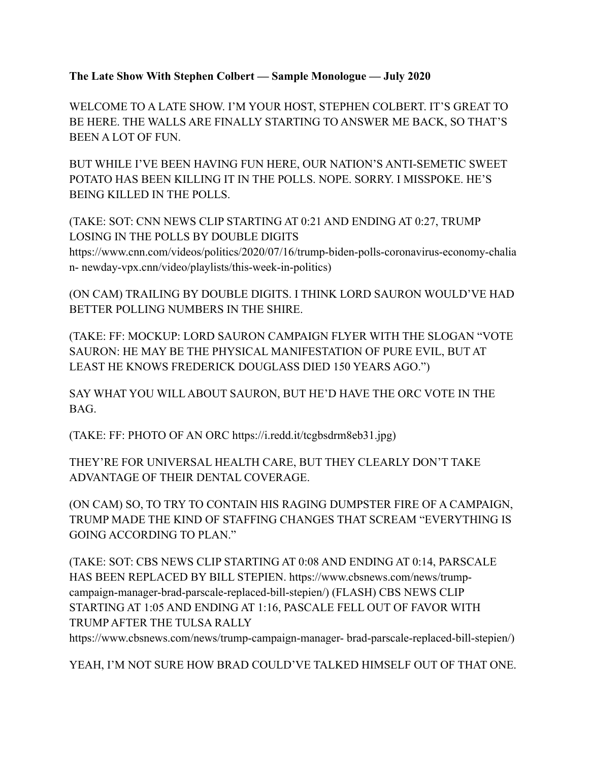**The Late Show With Stephen Colbert — Sample Monologue — July 2020**

WELCOME TO A LATE SHOW. I'M YOUR HOST, STEPHEN COLBERT. IT'S GREAT TO BE HERE. THE WALLS ARE FINALLY STARTING TO ANSWER ME BACK, SO THAT'S BEEN A LOT OF FUN.

BUT WHILE I'VE BEEN HAVING FUN HERE, OUR NATION'S ANTI-SEMETIC SWEET POTATO HAS BEEN KILLING IT IN THE POLLS. NOPE. SORRY. I MISSPOKE. HE'S BEING KILLED IN THE POLLS.

(TAKE: SOT: CNN NEWS CLIP STARTING AT 0:21 AND ENDING AT 0:27, TRUMP LOSING IN THE POLLS BY DOUBLE DIGITS https://www.cnn.com/videos/politics/2020/07/16/trump-biden-polls-coronavirus-economy-chalian- newday-vpx.cnn/video/playlists/this-week-in-politics)

(ON CAM) TRAILING BY DOUBLE DIGITS. I THINK LORD SAURON WOULD'VE HAD BETTER POLLING NUMBERS IN THE SHIRE.

(TAKE: FF: MOCKUP: LORD SAURON CAMPAIGN FLYER WITH THE SLOGAN "VOTE SAURON: HE MAY BE THE PHYSICAL MANIFESTATION OF PURE EVIL, BUT AT LEAST HE KNOWS FREDERICK DOUGLASS DIED 150 YEARS AGO.")

SAY WHAT YOU WILL ABOUT SAURON, BUT HE'D HAVE THE ORC VOTE IN THE BAG.

(TAKE: FF: PHOTO OF AN ORC https://i.redd.it/tcgbsdrm8eb31.jpg)

THEY'RE FOR UNIVERSAL HEALTH CARE, BUT THEY CLEARLY DON'T TAKE ADVANTAGE OF THEIR DENTAL COVERAGE.

(ON CAM) SO, TO TRY TO CONTAIN HIS RAGING DUMPSTER FIRE OF A CAMPAIGN, TRUMP MADE THE KIND OF STAFFING CHANGES THAT SCREAM "EVERYTHING IS GOING ACCORDING TO PLAN."

(TAKE: SOT: CBS NEWS CLIP STARTING AT 0:08 AND ENDING AT 0:14, PARSCALE HAS BEEN REPLACED BY BILL STEPIEN. https://www.cbsnews.com/news/trump-campaign-manager-brad-parscale-replaced-bill-stepien/) (FLASH) CBS NEWS CLIP STARTING AT 1:05 AND ENDING AT 1:16, PASCALE FELL OUT OF FAVOR WITH TRUMP AFTER THE TULSA RALLY https://www.cbsnews.com/news/trump-campaign-manager- brad-parscale-replaced-bill-stepien/)

YEAH, I'M NOT SURE HOW BRAD COULD'VE TALKED HIMSELF OUT OF THAT ONE.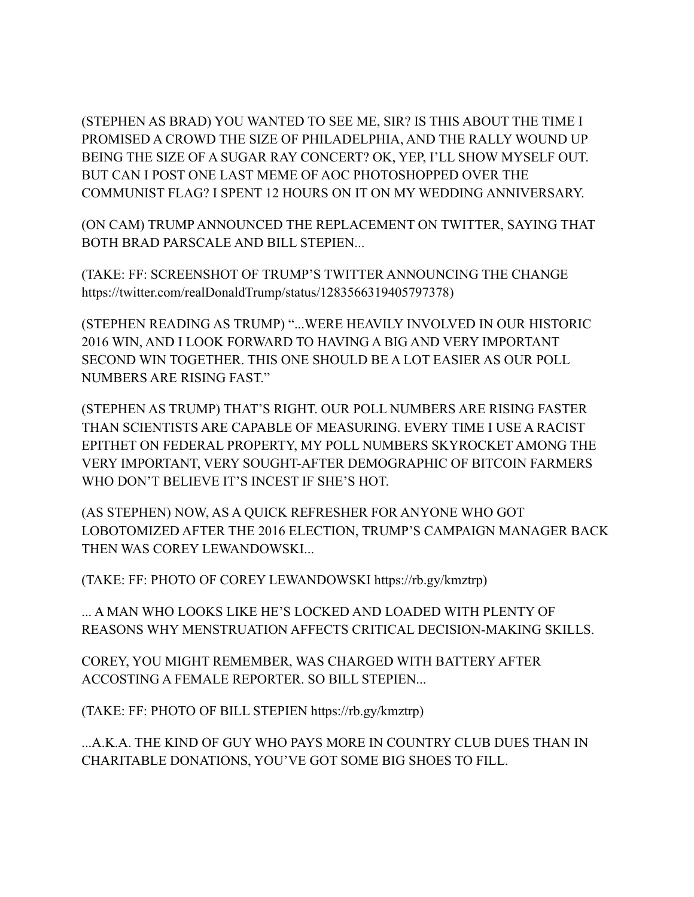(STEPHEN AS BRAD) YOU WANTED TO SEE ME, SIR? IS THIS ABOUT THE TIME I PROMISED A CROWD THE SIZE OF PHILADELPHIA, AND THE RALLY WOUND UP BEING THE SIZE OF A SUGAR RAY CONCERT? OK, YEP, I'LL SHOW MYSELF OUT. BUT CAN I POST ONE LAST MEME OF AOC PHOTOSHOPPED OVER THE COMMUNIST FLAG? I SPENT 12 HOURS ON IT ON MY WEDDING ANNIVERSARY.

(ON CAM) TRUMP ANNOUNCED THE REPLACEMENT ON TWITTER, SAYING THAT BOTH BRAD PARSCALE AND BILL STEPIEN...

(TAKE: FF: SCREENSHOT OF TRUMP'S TWITTER ANNOUNCING THE CHANGE https://twitter.com/realDonaldTrump/status/1283566319405797378)

(STEPHEN READING AS TRUMP) "...WERE HEAVILY INVOLVED IN OUR HISTORIC 2016 WIN, AND I LOOK FORWARD TO HAVING A BIG AND VERY IMPORTANT SECOND WIN TOGETHER. THIS ONE SHOULD BE A LOT EASIER AS OUR POLL NUMBERS ARE RISING FAST."

(STEPHEN AS TRUMP) THAT'S RIGHT. OUR POLL NUMBERS ARE RISING FASTER THAN SCIENTISTS ARE CAPABLE OF MEASURING. EVERY TIME I USE A RACIST EPITHET ON FEDERAL PROPERTY, MY POLL NUMBERS SKYROCKET AMONG THE VERY IMPORTANT, VERY SOUGHT-AFTER DEMOGRAPHIC OF BITCOIN FARMERS WHO DON'T BELIEVE IT'S INCEST IF SHE'S HOT.

(AS STEPHEN) NOW, AS A QUICK REFRESHER FOR ANYONE WHO GOT LOBOTOMIZED AFTER THE 2016 ELECTION, TRUMP'S CAMPAIGN MANAGER BACK THEN WAS COREY LEWANDOWSKI...

(TAKE: FF: PHOTO OF COREY LEWANDOWSKI https://rb.gy/kmztrp)

... A MAN WHO LOOKS LIKE HE'S LOCKED AND LOADED WITH PLENTY OF REASONS WHY MENSTRUATION AFFECTS CRITICAL DECISION-MAKING SKILLS.

COREY, YOU MIGHT REMEMBER, WAS CHARGED WITH BATTERY AFTER ACCOSTING A FEMALE REPORTER. SO BILL STEPIEN...

(TAKE: FF: PHOTO OF BILL STEPIEN https://rb.gy/kmztrp)

...A.K.A. THE KIND OF GUY WHO PAYS MORE IN COUNTRY CLUB DUES THAN IN CHARITABLE DONATIONS, YOU'VE GOT SOME BIG SHOES TO FILL.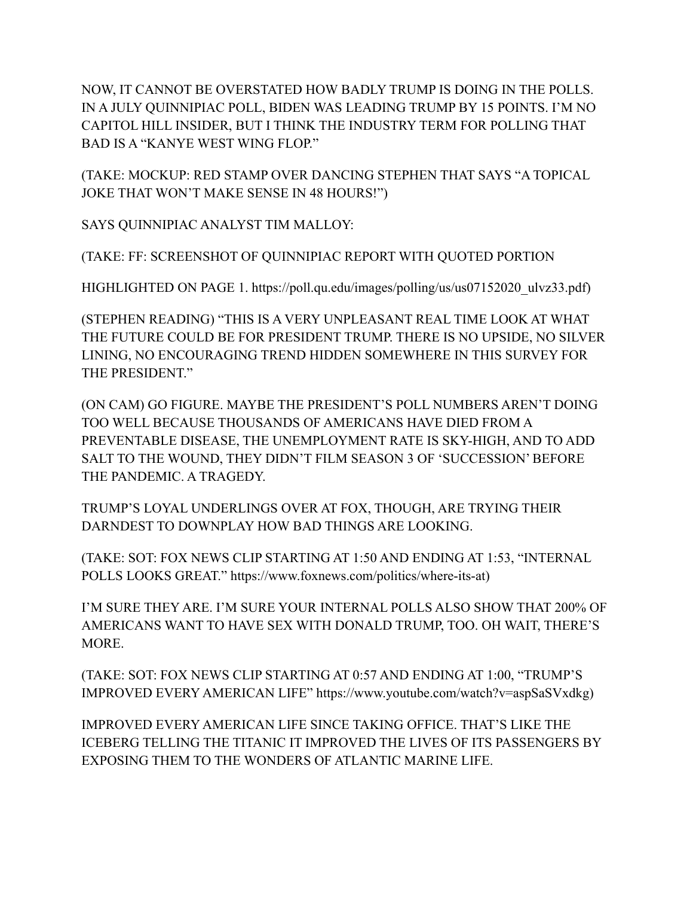NOW, IT CANNOT BE OVERSTATED HOW BADLY TRUMP IS DOING IN THE POLLS. IN A JULY QUINNIPIAC POLL, BIDEN WAS LEADING TRUMP BY 15 POINTS. I'M NO CAPITOL HILL INSIDER, BUT I THINK THE INDUSTRY TERM FOR POLLING THAT BAD IS A "KANYE WEST WING FLOP."

(TAKE: MOCKUP: RED STAMP OVER DANCING STEPHEN THAT SAYS "A TOPICAL JOKE THAT WON'T MAKE SENSE IN 48 HOURS!")

SAYS QUINNIPIAC ANALYST TIM MALLOY:

(TAKE: FF: SCREENSHOT OF QUINNIPIAC REPORT WITH QUOTED PORTION

HIGHLIGHTED ON PAGE 1. https://poll.qu.edu/images/polling/us/us07152020_ulvz33.pdf)

(STEPHEN READING) "THIS IS A VERY UNPLEASANT REAL TIME LOOK AT WHAT THE FUTURE COULD BE FOR PRESIDENT TRUMP. THERE IS NO UPSIDE, NO SILVER LINING, NO ENCOURAGING TREND HIDDEN SOMEWHERE IN THIS SURVEY FOR THE PRESIDENT."

(ON CAM) GO FIGURE. MAYBE THE PRESIDENT'S POLL NUMBERS AREN'T DOING TOO WELL BECAUSE THOUSANDS OF AMERICANS HAVE DIED FROM A PREVENTABLE DISEASE, THE UNEMPLOYMENT RATE IS SKY-HIGH, AND TO ADD SALT TO THE WOUND, THEY DIDN'T FILM SEASON 3 OF 'SUCCESSION' BEFORE THE PANDEMIC. A TRAGEDY.

TRUMP'S LOYAL UNDERLINGS OVER AT FOX, THOUGH, ARE TRYING THEIR DARNDEST TO DOWNPLAY HOW BAD THINGS ARE LOOKING.

(TAKE: SOT: FOX NEWS CLIP STARTING AT 1:50 AND ENDING AT 1:53, "INTERNAL POLLS LOOKS GREAT." https://www.foxnews.com/politics/where-its-at)

I'M SURE THEY ARE. I'M SURE YOUR INTERNAL POLLS ALSO SHOW THAT 200% OF AMERICANS WANT TO HAVE SEX WITH DONALD TRUMP, TOO. OH WAIT, THERE'S MORE.

(TAKE: SOT: FOX NEWS CLIP STARTING AT 0:57 AND ENDING AT 1:00, "TRUMP'S IMPROVED EVERY AMERICAN LIFE" https://www.youtube.com/watch?v=aspSaSVxdkg)

IMPROVED EVERY AMERICAN LIFE SINCE TAKING OFFICE. THAT'S LIKE THE ICEBERG TELLING THE TITANIC IT IMPROVED THE LIVES OF ITS PASSENGERS BY EXPOSING THEM TO THE WONDERS OF ATLANTIC MARINE LIFE.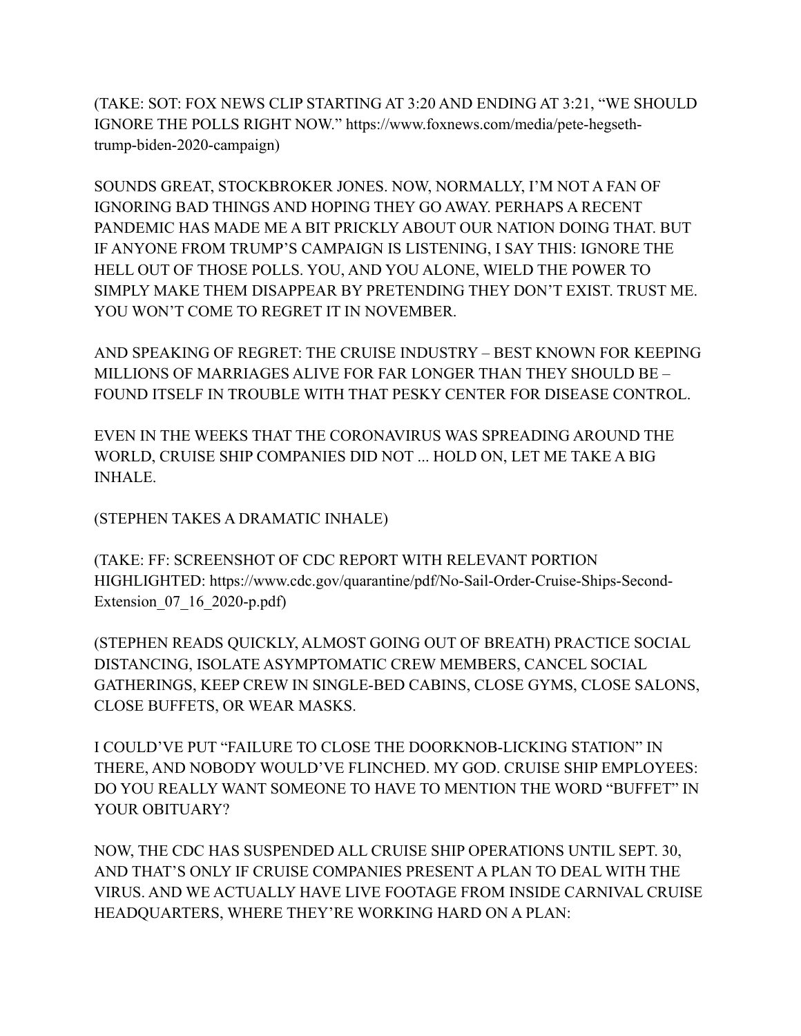(TAKE: SOT: FOX NEWS CLIP STARTING AT 3:20 AND ENDING AT 3:21, "WE SHOULD IGNORE THE POLLS RIGHT NOW." https://www.foxnews.com/media/pete-hegseth-trump-biden-2020-campaign)

SOUNDS GREAT, STOCKBROKER JONES. NOW, NORMALLY, I'M NOT A FAN OF IGNORING BAD THINGS AND HOPING THEY GO AWAY. PERHAPS A RECENT PANDEMIC HAS MADE ME A BIT PRICKLY ABOUT OUR NATION DOING THAT. BUT IF ANYONE FROM TRUMP'S CAMPAIGN IS LISTENING, I SAY THIS: IGNORE THE HELL OUT OF THOSE POLLS. YOU, AND YOU ALONE, WIELD THE POWER TO SIMPLY MAKE THEM DISAPPEAR BY PRETENDING THEY DON'T EXIST. TRUST ME. YOU WON'T COME TO REGRET IT IN NOVEMBER.

AND SPEAKING OF REGRET: THE CRUISE INDUSTRY – BEST KNOWN FOR KEEPING MILLIONS OF MARRIAGES ALIVE FOR FAR LONGER THAN THEY SHOULD BE – FOUND ITSELF IN TROUBLE WITH THAT PESKY CENTER FOR DISEASE CONTROL.

EVEN IN THE WEEKS THAT THE CORONAVIRUS WAS SPREADING AROUND THE WORLD, CRUISE SHIP COMPANIES DID NOT ... HOLD ON, LET ME TAKE A BIG INHALE.

(STEPHEN TAKES A DRAMATIC INHALE)

(TAKE: FF: SCREENSHOT OF CDC REPORT WITH RELEVANT PORTION HIGHLIGHTED: https://www.cdc.gov/quarantine/pdf/No-Sail-Order-Cruise-Ships-Second-Extension_07_16_2020-p.pdf)

(STEPHEN READS QUICKLY, ALMOST GOING OUT OF BREATH) PRACTICE SOCIAL DISTANCING, ISOLATE ASYMPTOMATIC CREW MEMBERS, CANCEL SOCIAL GATHERINGS, KEEP CREW IN SINGLE-BED CABINS, CLOSE GYMS, CLOSE SALONS, CLOSE BUFFETS, OR WEAR MASKS.

I COULD'VE PUT "FAILURE TO CLOSE THE DOORKNOB-LICKING STATION" IN THERE, AND NOBODY WOULD'VE FLINCHED. MY GOD. CRUISE SHIP EMPLOYEES: DO YOU REALLY WANT SOMEONE TO HAVE TO MENTION THE WORD "BUFFET" IN YOUR OBITUARY?

NOW, THE CDC HAS SUSPENDED ALL CRUISE SHIP OPERATIONS UNTIL SEPT. 30, AND THAT'S ONLY IF CRUISE COMPANIES PRESENT A PLAN TO DEAL WITH THE VIRUS. AND WE ACTUALLY HAVE LIVE FOOTAGE FROM INSIDE CARNIVAL CRUISE HEADQUARTERS, WHERE THEY'RE WORKING HARD ON A PLAN: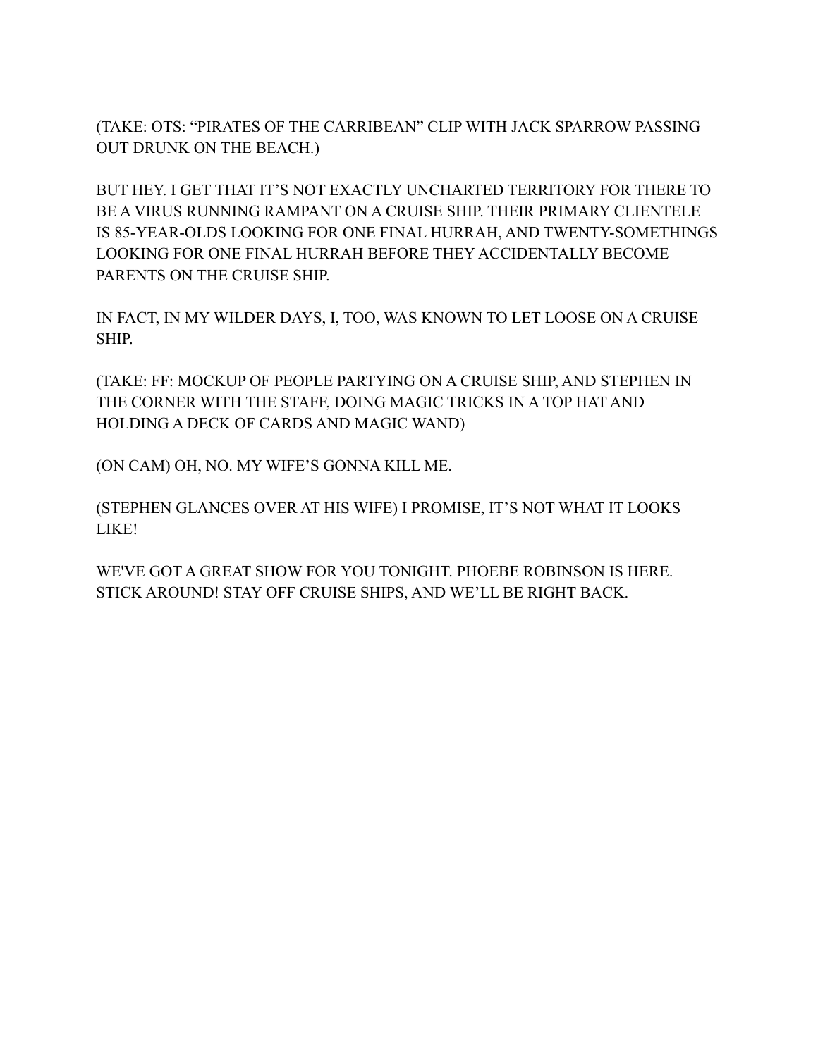(TAKE: OTS: "PIRATES OF THE CARRIBEAN" CLIP WITH JACK SPARROW PASSING OUT DRUNK ON THE BEACH.)

BUT HEY. I GET THAT IT'S NOT EXACTLY UNCHARTED TERRITORY FOR THERE TO BE A VIRUS RUNNING RAMPANT ON A CRUISE SHIP. THEIR PRIMARY CLIENTELE IS 85-YEAR-OLDS LOOKING FOR ONE FINAL HURRAH, AND TWENTY-SOMETHINGS LOOKING FOR ONE FINAL HURRAH BEFORE THEY ACCIDENTALLY BECOME PARENTS ON THE CRUISE SHIP.

IN FACT, IN MY WILDER DAYS, I, TOO, WAS KNOWN TO LET LOOSE ON A CRUISE SHIP.

(TAKE: FF: MOCKUP OF PEOPLE PARTYING ON A CRUISE SHIP, AND STEPHEN IN THE CORNER WITH THE STAFF, DOING MAGIC TRICKS IN A TOP HAT AND HOLDING A DECK OF CARDS AND MAGIC WAND)

(ON CAM) OH, NO. MY WIFE'S GONNA KILL ME.

(STEPHEN GLANCES OVER AT HIS WIFE) I PROMISE, IT'S NOT WHAT IT LOOKS LIKE!

WE'VE GOT A GREAT SHOW FOR YOU TONIGHT. PHOEBE ROBINSON IS HERE. STICK AROUND! STAY OFF CRUISE SHIPS, AND WE'LL BE RIGHT BACK.